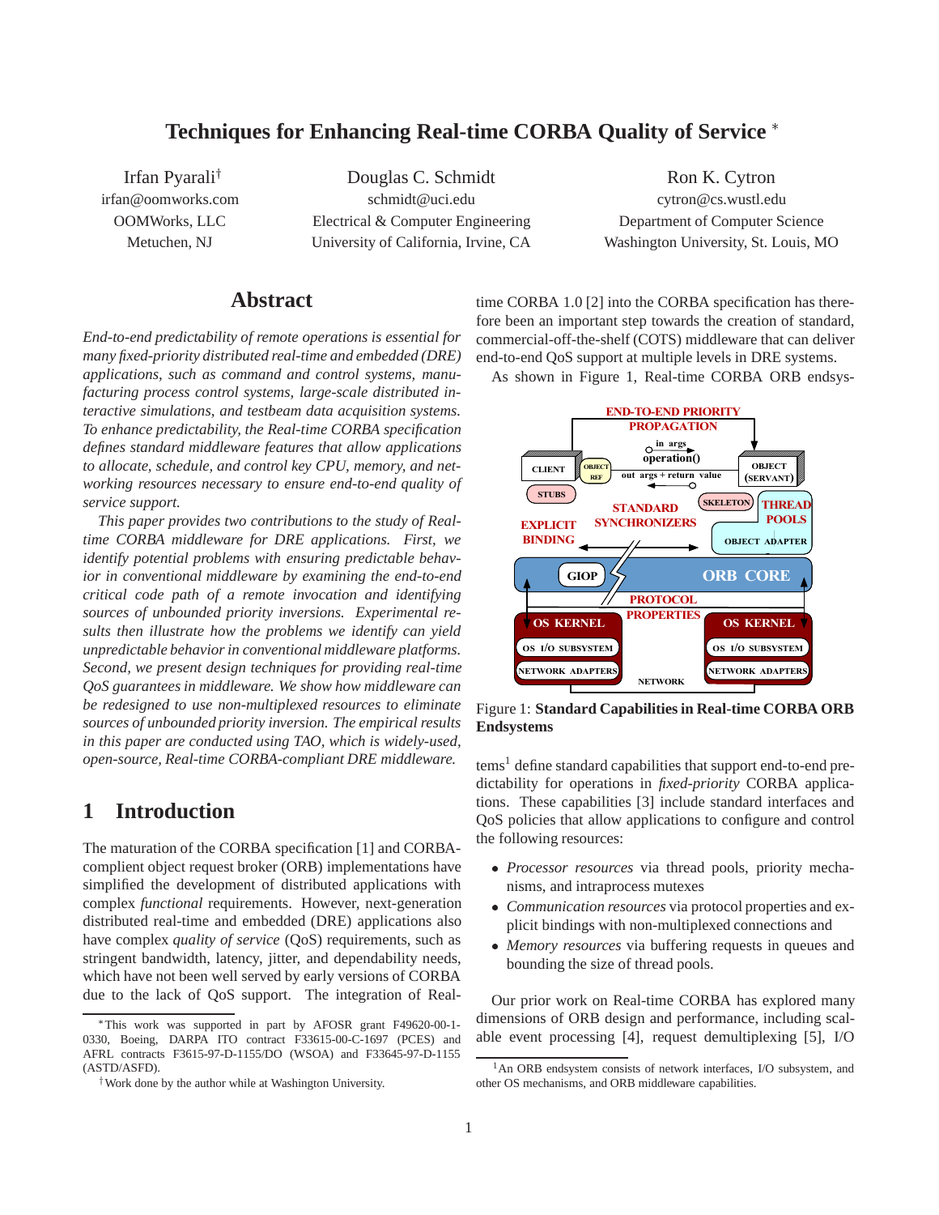# Techniques for Enhancing Real-time CORBA Quality of Service *

Irfan Pyarali†
irfan@oomworks.com
OOMWorks, LLC
Metuchen, NJ

Douglas C. Schmidt
schmidt@uci.edu
Electrical & Computer Engineering
University of California, Irvine, CA

Ron K. Cytron
cytron@cs.wustl.edu
Department of Computer Science
Washington University, St. Louis, MO

## Abstract

*End-to-end predictability of remote operations is essential for many fixed-priority distributed real-time and embedded (DRE) applications, such as command and control systems, manufacturing process control systems, large-scale distributed interactive simulations, and testbeam data acquisition systems. To enhance predictability, the Real-time CORBA specification defines standard middleware features that allow applications to allocate, schedule, and control key CPU, memory, and networking resources necessary to ensure end-to-end quality of service support.*

*This paper provides two contributions to the study of Real-time CORBA middleware for DRE applications. First, we identify potential problems with ensuring predictable behavior in conventional middleware by examining the end-to-end critical code path of a remote invocation and identifying sources of unbounded priority inversions. Experimental results then illustrate how the problems we identify can yield unpredictable behavior in conventional middleware platforms. Second, we present design techniques for providing real-time QoS guarantees in middleware. We show how middleware can be redesigned to use non-multiplexed resources to eliminate sources of unbounded priority inversion. The empirical results in this paper are conducted using TAO, which is widely-used, open-source, Real-time CORBA-compliant DRE middleware.*

## 1 Introduction

The maturation of the CORBA specification [1] and CORBA-complient object request broker (ORB) implementations have simplified the development of distributed applications with complex *functional* requirements. However, next-generation distributed real-time and embedded (DRE) applications also have complex *quality of service* (QoS) requirements, such as stringent bandwidth, latency, jitter, and dependability needs, which have not been well served by early versions of CORBA due to the lack of QoS support. The integration of Real-time CORBA 1.0 [2] into the CORBA specification has therefore been an important step towards the creation of standard, commercial-off-the-shelf (COTS) middleware that can deliver end-to-end QoS support at multiple levels in DRE systems.

As shown in Figure 1, Real-time CORBA ORB endsystems[1] define standard capabilities that support end-to-end predictability for operations in *fixed-priority* CORBA applications. These capabilities [3] include standard interfaces and QoS policies that allow applications to configure and control the following resources:

- *Processor resources* via thread pools, priority mechanisms, and intraprocess mutexes
- *Communication resources* via protocol properties and explicit bindings with non-multiplexed connections and
- *Memory resources* via buffering requests in queues and bounding the size of thread pools.

Figure 1: **Standard Capabilities in Real-time CORBA ORB Endsystems**

Our prior work on Real-time CORBA has explored many dimensions of ORB design and performance, including scalable event processing [4], request demultiplexing [5], I/O

---

*This work was supported in part by AFOSR grant F49620-00-1-0330, Boeing, DARPA ITO contract F33615-00-C-1697 (PCES) and AFRL contracts F3615-97-D-1155/DO (WSOA) and F33645-97-D-1155 (ASTD/ASFD).

†Work done by the author while at Washington University.

[1] An ORB endsystem consists of network interfaces, I/O subsystem, and other OS mechanisms, and ORB middleware capabilities.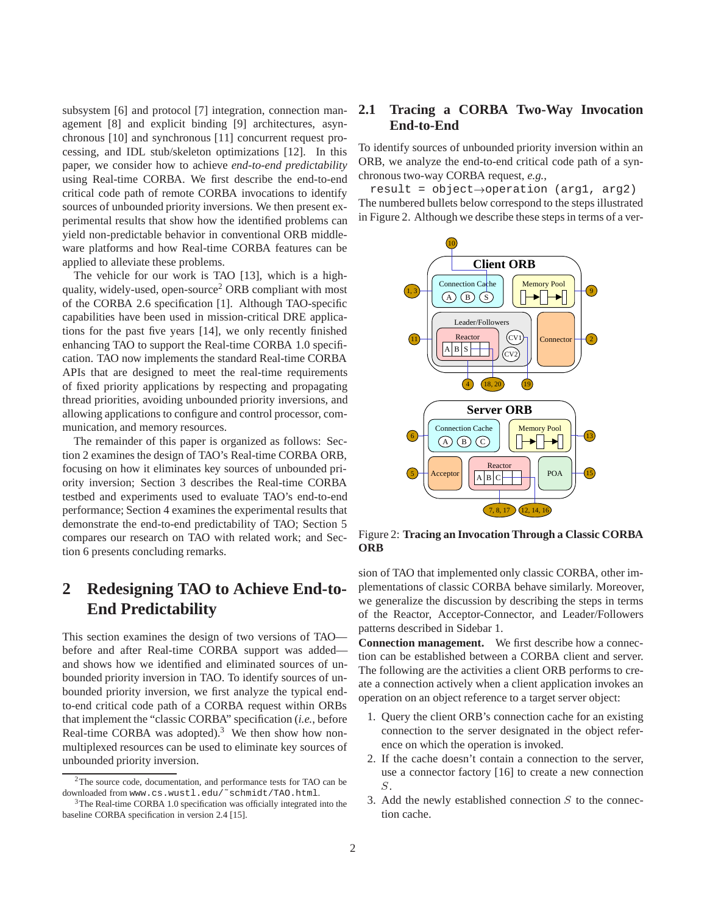subsystem [6] and protocol [7] integration, connection management [8] and explicit binding [9] architectures, asynchronous [10] and synchronous [11] concurrent request processing, and IDL stub/skeleton optimizations [12]. In this paper, we consider how to achieve *end-to-end predictability* using Real-time CORBA. We first describe the end-to-end critical code path of remote CORBA invocations to identify sources of unbounded priority inversions. We then present experimental results that show how the identified problems can yield non-predictable behavior in conventional ORB middleware platforms and how Real-time CORBA features can be applied to alleviate these problems.

The vehicle for our work is TAO [13], which is a high-quality, widely-used, open-source[2] ORB compliant with most of the CORBA 2.6 specification [1]. Although TAO-specific capabilities have been used in mission-critical DRE applications for the past five years [14], we only recently finished enhancing TAO to support the Real-time CORBA 1.0 specification. TAO now implements the standard Real-time CORBA APIs that are designed to meet the real-time requirements of fixed priority applications by respecting and propagating thread priorities, avoiding unbounded priority inversions, and allowing applications to configure and control processor, communication, and memory resources.

The remainder of this paper is organized as follows: Section 2 examines the design of TAO's Real-time CORBA ORB, focusing on how it eliminates key sources of unbounded priority inversion; Section 3 describes the Real-time CORBA testbed and experiments used to evaluate TAO's end-to-end performance; Section 4 examines the experimental results that demonstrate the end-to-end predictability of TAO; Section 5 compares our research on TAO with related work; and Section 6 presents concluding remarks.

# 2 Redesigning TAO to Achieve End-to-End Predictability

This section examines the design of two versions of TAO—before and after Real-time CORBA support was added—and shows how we identified and eliminated sources of unbounded priority inversion in TAO. To identify sources of unbounded priority inversion, we first analyze the typical end-to-end critical code path of a CORBA request within ORBs that implement the "classic CORBA" specification (*i.e.*, before Real-time CORBA was adopted).[3] We then show how non-multiplexed resources can be used to eliminate key sources of unbounded priority inversion.

[2] The source code, documentation, and performance tests for TAO can be downloaded from `www.cs.wustl.edu/~schmidt/TAO.html`.

[3] The Real-time CORBA 1.0 specification was officially integrated into the baseline CORBA specification in version 2.4 [15].

## 2.1 Tracing a CORBA Two-Way Invocation End-to-End

To identify sources of unbounded priority inversion within an ORB, we analyze the end-to-end critical code path of a synchronous two-way CORBA request, *e.g.*,

```
result = object→operation (arg1, arg2)
```

The numbered bullets below correspond to the steps illustrated in Figure 2. Although we describe these steps in terms of a version of TAO that implemented only classic CORBA, other implementations of classic CORBA behave similarly. Moreover, we generalize the discussion by describing the steps in terms of the Reactor, Acceptor-Connector, and Leader/Followers patterns described in Sidebar 1.

Figure 2: **Tracing an Invocation Through a Classic CORBA ORB**

**Connection management.** We first describe how a connection can be established between a CORBA client and server. The following are the activities a client ORB performs to create a connection actively when a client application invokes an operation on an object reference to a target server object:

1. Query the client ORB's connection cache for an existing connection to the server designated in the object reference on which the operation is invoked.
2. If the cache doesn't contain a connection to the server, use a connector factory [16] to create a new connection $S$.
3. Add the newly established connection $S$ to the connection cache.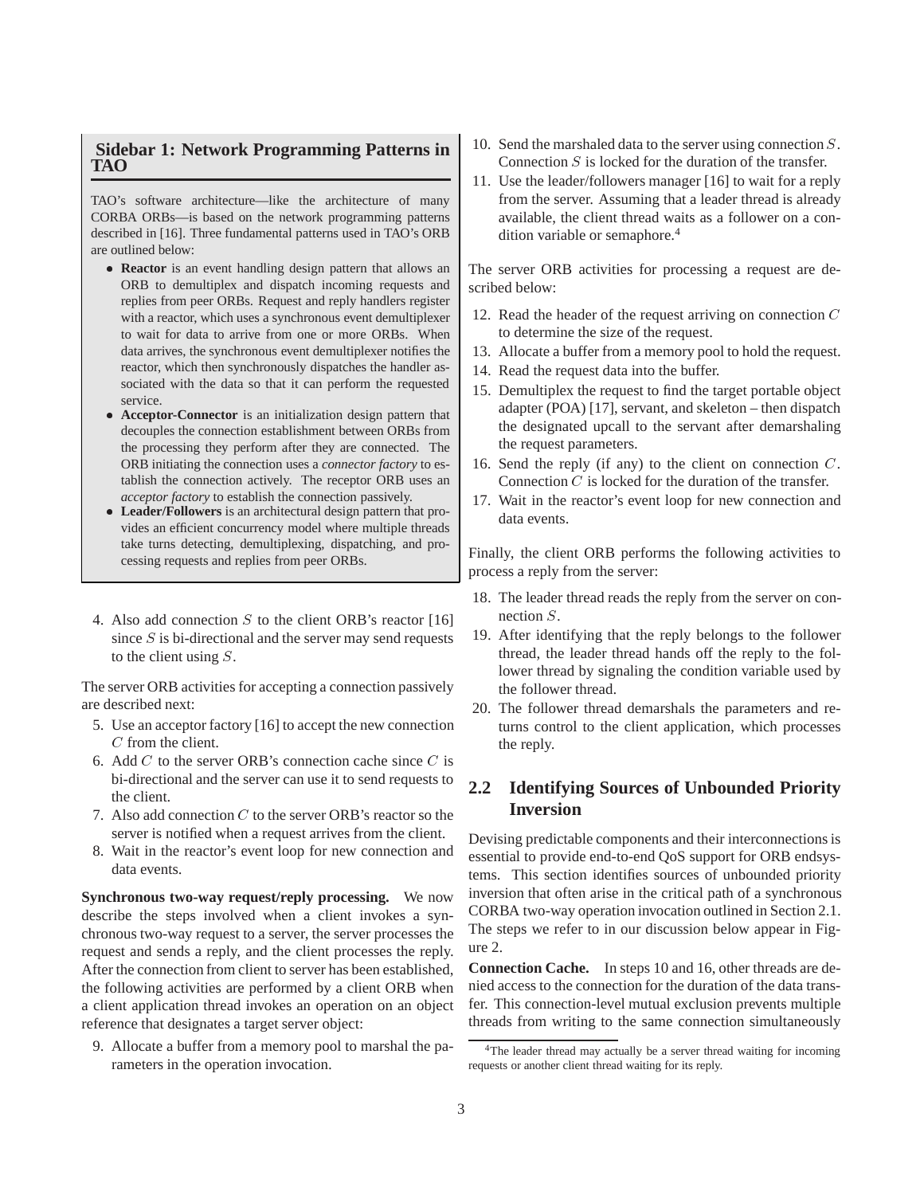### Sidebar 1: Network Programming Patterns in TAO

TAO's software architecture—like the architecture of many CORBA ORBs—is based on the network programming patterns described in [16]. Three fundamental patterns used in TAO's ORB are outlined below:

- **Reactor** is an event handling design pattern that allows an ORB to demultiplex and dispatch incoming requests and replies from peer ORBs. Request and reply handlers register with a reactor, which uses a synchronous event demultiplexer to wait for data to arrive from one or more ORBs. When data arrives, the synchronous event demultiplexer notifies the reactor, which then synchronously dispatches the handler associated with the data so that it can perform the requested service.
- **Acceptor-Connector** is an initialization design pattern that decouples the connection establishment between ORBs from the processing they perform after they are connected. The ORB initiating the connection uses a *connector factory* to establish the connection actively. The receptor ORB uses an *acceptor factory* to establish the connection passively.
- **Leader/Followers** is an architectural design pattern that provides an efficient concurrency model where multiple threads take turns detecting, demultiplexing, dispatching, and processing requests and replies from peer ORBs.

4. Also add connection $S$ to the client ORB's reactor [16] since $S$ is bi-directional and the server may send requests to the client using $S$.

The server ORB activities for accepting a connection passively are described next:

5. Use an acceptor factory [16] to accept the new connection $C$ from the client.
6. Add $C$ to the server ORB's connection cache since $C$ is bi-directional and the server can use it to send requests to the client.
7. Also add connection $C$ to the server ORB's reactor so the server is notified when a request arrives from the client.
8. Wait in the reactor's event loop for new connection and data events.

**Synchronous two-way request/reply processing.** We now describe the steps involved when a client invokes a synchronous two-way request to a server, the server processes the request and sends a reply, and the client processes the reply. After the connection from client to server has been established, the following activities are performed by a client ORB when a client application thread invokes an operation on an object reference that designates a target server object:

9. Allocate a buffer from a memory pool to marshal the parameters in the operation invocation.
10. Send the marshaled data to the server using connection $S$. Connection $S$ is locked for the duration of the transfer.
11. Use the leader/followers manager [16] to wait for a reply from the server. Assuming that a leader thread is already available, the client thread waits as a follower on a condition variable or semaphore.[4]

The server ORB activities for processing a request are described below:

12. Read the header of the request arriving on connection $C$ to determine the size of the request.
13. Allocate a buffer from a memory pool to hold the request.
14. Read the request data into the buffer.
15. Demultiplex the request to find the target portable object adapter (POA) [17], servant, and skeleton – then dispatch the designated upcall to the servant after demarshaling the request parameters.
16. Send the reply (if any) to the client on connection $C$. Connection $C$ is locked for the duration of the transfer.
17. Wait in the reactor's event loop for new connection and data events.

Finally, the client ORB performs the following activities to process a reply from the server:

18. The leader thread reads the reply from the server on connection $S$.
19. After identifying that the reply belongs to the follower thread, the leader thread hands off the reply to the follower thread by signaling the condition variable used by the follower thread.
20. The follower thread demarshals the parameters and returns control to the client application, which processes the reply.

## 2.2 Identifying Sources of Unbounded Priority Inversion

Devising predictable components and their interconnections is essential to provide end-to-end QoS support for ORB endsystems. This section identifies sources of unbounded priority inversion that often arise in the critical path of a synchronous CORBA two-way operation invocation outlined in Section 2.1. The steps we refer to in our discussion below appear in Figure 2.

**Connection Cache.** In steps 10 and 16, other threads are denied access to the connection for the duration of the data transfer. This connection-level mutual exclusion prevents multiple threads from writing to the same connection simultaneously

[4] The leader thread may actually be a server thread waiting for incoming requests or another client thread waiting for its reply.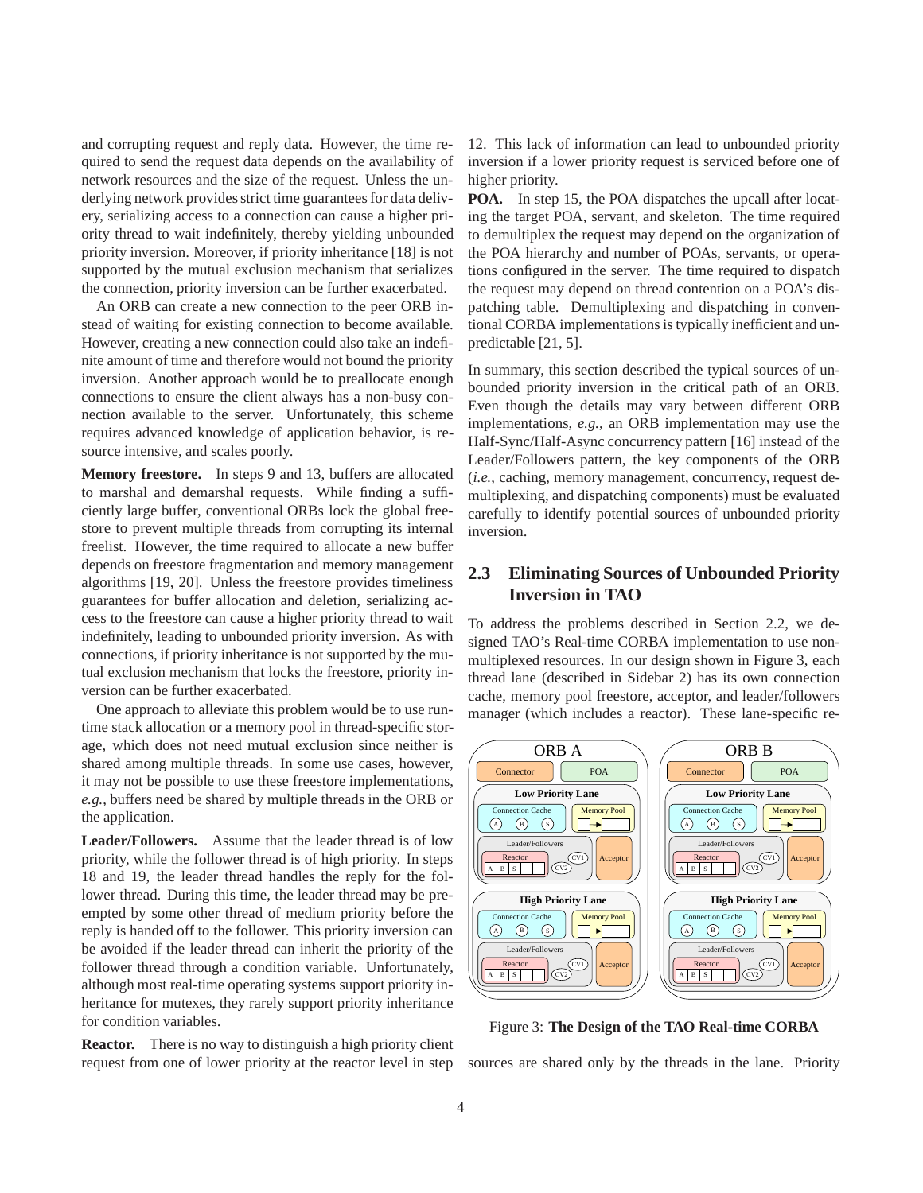and corrupting request and reply data. However, the time required to send the request data depends on the availability of network resources and the size of the request. Unless the underlying network provides strict time guarantees for data delivery, serializing access to a connection can cause a higher priority thread to wait indefinitely, thereby yielding unbounded priority inversion. Moreover, if priority inheritance [18] is not supported by the mutual exclusion mechanism that serializes the connection, priority inversion can be further exacerbated.

An ORB can create a new connection to the peer ORB instead of waiting for existing connection to become available. However, creating a new connection could also take an indefinite amount of time and therefore would not bound the priority inversion. Another approach would be to preallocate enough connections to ensure the client always has a non-busy connection available to the server. Unfortunately, this scheme requires advanced knowledge of application behavior, is resource intensive, and scales poorly.

**Memory freestore.** In steps 9 and 13, buffers are allocated to marshal and demarshal requests. While finding a sufficiently large buffer, conventional ORBs lock the global freestore to prevent multiple threads from corrupting its internal freelist. However, the time required to allocate a new buffer depends on freestore fragmentation and memory management algorithms [19, 20]. Unless the freestore provides timeliness guarantees for buffer allocation and deletion, serializing access to the freestore can cause a higher priority thread to wait indefinitely, leading to unbounded priority inversion. As with connections, if priority inheritance is not supported by the mutual exclusion mechanism that locks the freestore, priority inversion can be further exacerbated.

One approach to alleviate this problem would be to use runtime stack allocation or a memory pool in thread-specific storage, which does not need mutual exclusion since neither is shared among multiple threads. In some use cases, however, it may not be possible to use these freestore implementations, *e.g.*, buffers need be shared by multiple threads in the ORB or the application.

**Leader/Followers.** Assume that the leader thread is of low priority, while the follower thread is of high priority. In steps 18 and 19, the leader thread handles the reply for the follower thread. During this time, the leader thread may be preempted by some other thread of medium priority before the reply is handed off to the follower. This priority inversion can be avoided if the leader thread can inherit the priority of the follower thread through a condition variable. Unfortunately, although most real-time operating systems support priority inheritance for mutexes, they rarely support priority inheritance for condition variables.

**Reactor.** There is no way to distinguish a high priority client request from one of lower priority at the reactor level in step 12. This lack of information can lead to unbounded priority inversion if a lower priority request is serviced before one of higher priority.

**POA.** In step 15, the POA dispatches the upcall after locating the target POA, servant, and skeleton. The time required to demultiplex the request may depend on the organization of the POA hierarchy and number of POAs, servants, or operations configured in the server. The time required to dispatch the request may depend on thread contention on a POA's dispatching table. Demultiplexing and dispatching in conventional CORBA implementations is typically inefficient and unpredictable [21, 5].

In summary, this section described the typical sources of unbounded priority inversion in the critical path of an ORB. Even though the details may vary between different ORB implementations, *e.g.*, an ORB implementation may use the Half-Sync/Half-Async concurrency pattern [16] instead of the Leader/Followers pattern, the key components of the ORB (*i.e.*, caching, memory management, concurrency, request demultiplexing, and dispatching components) must be evaluated carefully to identify potential sources of unbounded priority inversion.

## 2.3 Eliminating Sources of Unbounded Priority Inversion in TAO

To address the problems described in Section 2.2, we designed TAO's Real-time CORBA implementation to use non-multiplexed resources. In our design shown in Figure 3, each thread lane (described in Sidebar 2) has its own connection cache, memory pool freestore, acceptor, and leader/followers manager (which includes a reactor). These lane-specific resources are shared only by the threads in the lane. Priority

ORB A
Connector
POA
Low Priority Lane
Connection Cache
A B S
Memory Pool
Leader/Followers
Reactor
A B S
CV1
CV2
Acceptor
High Priority Lane
Connection Cache
A B S
Memory Pool
Leader/Followers
Reactor
A B S
CV1
CV2
Acceptor

ORB B
Connector
POA
Low Priority Lane
Connection Cache
A B S
Memory Pool
Leader/Followers
Reactor
A B S
CV1
CV2
Acceptor
High Priority Lane
Connection Cache
A B S
Memory Pool
Leader/Followers
Reactor
A B S
CV1
CV2
Acceptor

Figure 3: **The Design of the TAO Real-time CORBA**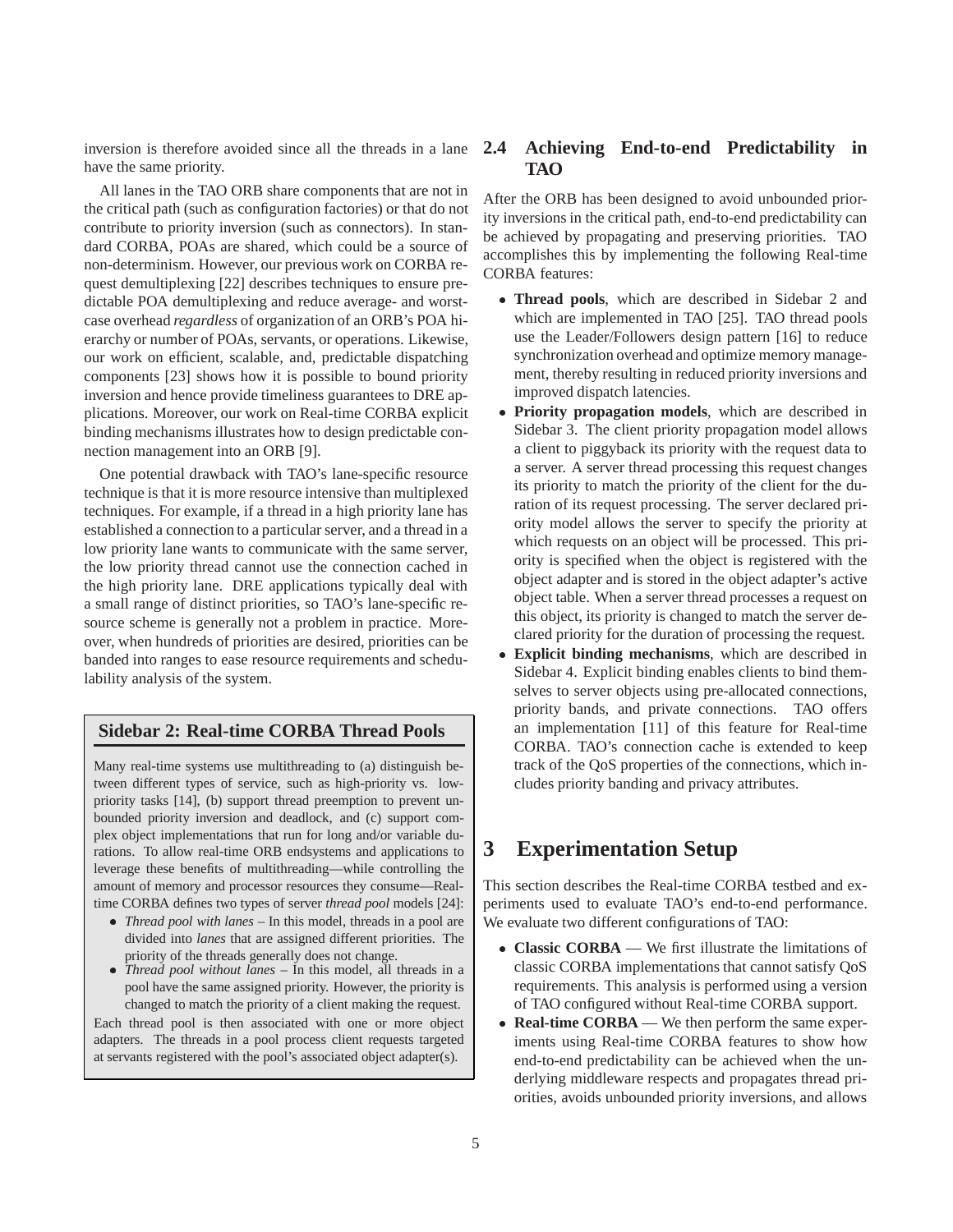inversion is therefore avoided since all the threads in a lane have the same priority.

All lanes in the TAO ORB share components that are not in the critical path (such as configuration factories) or that do not contribute to priority inversion (such as connectors). In standard CORBA, POAs are shared, which could be a source of non-determinism. However, our previous work on CORBA request demultiplexing [22] describes techniques to ensure predictable POA demultiplexing and reduce average- and worst-case overhead *regardless* of organization of an ORB's POA hierarchy or number of POAs, servants, or operations. Likewise, our work on efficient, scalable, and, predictable dispatching components [23] shows how it is possible to bound priority inversion and hence provide timeliness guarantees to DRE applications. Moreover, our work on Real-time CORBA explicit binding mechanisms illustrates how to design predictable connection management into an ORB [9].

One potential drawback with TAO's lane-specific resource technique is that it is more resource intensive than multiplexed techniques. For example, if a thread in a high priority lane has established a connection to a particular server, and a thread in a low priority lane wants to communicate with the same server, the low priority thread cannot use the connection cached in the high priority lane. DRE applications typically deal with a small range of distinct priorities, so TAO's lane-specific resource scheme is generally not a problem in practice. Moreover, when hundreds of priorities are desired, priorities can be banded into ranges to ease resource requirements and schedulability analysis of the system.

### Sidebar 2: Real-time CORBA Thread Pools

Many real-time systems use multithreading to (a) distinguish between different types of service, such as high-priority vs. low-priority tasks [14], (b) support thread preemption to prevent unbounded priority inversion and deadlock, and (c) support complex object implementations that run for long and/or variable durations. To allow real-time ORB endsystems and applications to leverage these benefits of multithreading—while controlling the amount of memory and processor resources they consume—Real-time CORBA defines two types of server *thread pool* models [24]:

- *Thread pool with lanes* – In this model, threads in a pool are divided into *lanes* that are assigned different priorities. The priority of the threads generally does not change.
- *Thread pool without lanes* – In this model, all threads in a pool have the same assigned priority. However, the priority is changed to match the priority of a client making the request.

Each thread pool is then associated with one or more object adapters. The threads in a pool process client requests targeted at servants registered with the pool's associated object adapter(s).

## 2.4 Achieving End-to-end Predictability in TAO

After the ORB has been designed to avoid unbounded priority inversions in the critical path, end-to-end predictability can be achieved by propagating and preserving priorities. TAO accomplishes this by implementing the following Real-time CORBA features:

- **Thread pools**, which are described in Sidebar 2 and which are implemented in TAO [25]. TAO thread pools use the Leader/Followers design pattern [16] to reduce synchronization overhead and optimize memory management, thereby resulting in reduced priority inversions and improved dispatch latencies.
- **Priority propagation models**, which are described in Sidebar 3. The client priority propagation model allows a client to piggyback its priority with the request data to a server. A server thread processing this request changes its priority to match the priority of the client for the duration of its request processing. The server declared priority model allows the server to specify the priority at which requests on an object will be processed. This priority is specified when the object is registered with the object adapter and is stored in the object adapter's active object table. When a server thread processes a request on this object, its priority is changed to match the server declared priority for the duration of processing the request.
- **Explicit binding mechanisms**, which are described in Sidebar 4. Explicit binding enables clients to bind themselves to server objects using pre-allocated connections, priority bands, and private connections. TAO offers an implementation [11] of this feature for Real-time CORBA. TAO's connection cache is extended to keep track of the QoS properties of the connections, which includes priority banding and privacy attributes.

# 3 Experimentation Setup

This section describes the Real-time CORBA testbed and experiments used to evaluate TAO's end-to-end performance. We evaluate two different configurations of TAO:

- **Classic CORBA** — We first illustrate the limitations of classic CORBA implementations that cannot satisfy QoS requirements. This analysis is performed using a version of TAO configured without Real-time CORBA support.
- **Real-time CORBA** — We then perform the same experiments using Real-time CORBA features to show how end-to-end predictability can be achieved when the underlying middleware respects and propagates thread priorities, avoids unbounded priority inversions, and allows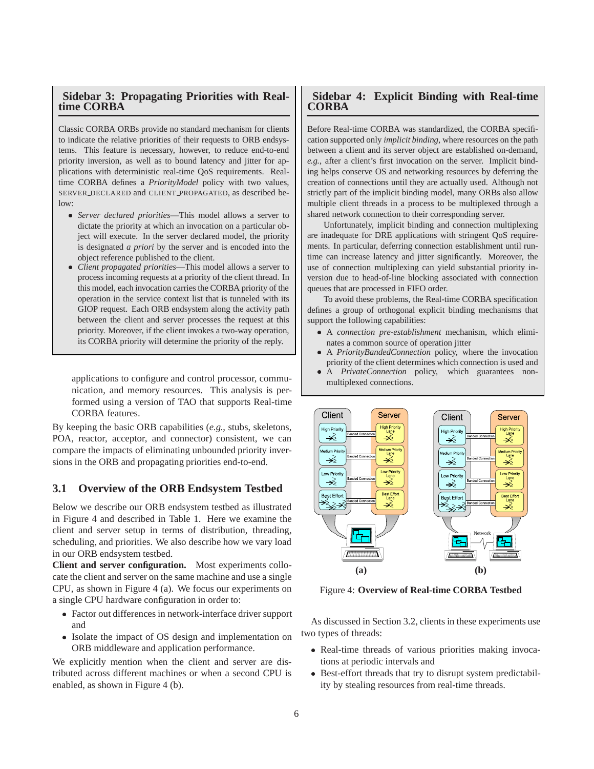## Sidebar 3: Propagating Priorities with Real-time CORBA

Classic CORBA ORBs provide no standard mechanism for clients to indicate the relative priorities of their requests to ORB endsystems. This feature is necessary, however, to reduce end-to-end priority inversion, as well as to bound latency and jitter for applications with deterministic real-time QoS requirements. Real-time CORBA defines a *PriorityModel* policy with two values, SERVER_DECLARED and CLIENT_PROPAGATED, as described below:

- *Server declared priorities*—This model allows a server to dictate the priority at which an invocation on a particular object will execute. In the server declared model, the priority is designated *a priori* by the server and is encoded into the object reference published to the client.
- *Client propagated priorities*—This model allows a server to process incoming requests at a priority of the client thread. In this model, each invocation carries the CORBA priority of the operation in the service context list that is tunneled with its GIOP request. Each ORB endsystem along the activity path between the client and server processes the request at this priority. Moreover, if the client invokes a two-way operation, its CORBA priority will determine the priority of the reply.

applications to configure and control processor, communication, and memory resources. This analysis is performed using a version of TAO that supports Real-time CORBA features.

By keeping the basic ORB capabilities (*e.g.*, stubs, skeletons, POA, reactor, acceptor, and connector) consistent, we can compare the impacts of eliminating unbounded priority inversions in the ORB and propagating priorities end-to-end.

## 3.1 Overview of the ORB Endsystem Testbed

Below we describe our ORB endsystem testbed as illustrated in Figure 4 and described in Table 1. Here we examine the client and server setup in terms of distribution, threading, scheduling, and priorities. We also describe how we vary load in our ORB endsystem testbed.

**Client and server configuration.** Most experiments collocate the client and server on the same machine and use a single CPU, as shown in Figure 4 (a). We focus our experiments on a single CPU hardware configuration in order to:

- Factor out differences in network-interface driver support and
- Isolate the impact of OS design and implementation on ORB middleware and application performance.

We explicitly mention when the client and server are distributed across different machines or when a second CPU is enabled, as shown in Figure 4 (b).

## Sidebar 4: Explicit Binding with Real-time CORBA

Before Real-time CORBA was standardized, the CORBA specification supported only *implicit binding*, where resources on the path between a client and its server object are established on-demand, *e.g.*, after a client's first invocation on the server. Implicit binding helps conserve OS and networking resources by deferring the creation of connections until they are actually used. Although not strictly part of the implicit binding model, many ORBs also allow multiple client threads in a process to be multiplexed through a shared network connection to their corresponding server.

Unfortunately, implicit binding and connection multiplexing are inadequate for DRE applications with stringent QoS requirements. In particular, deferring connection establishment until run-time can increase latency and jitter significantly. Moreover, the use of connection multiplexing can yield substantial priority inversion due to head-of-line blocking associated with connection queues that are processed in FIFO order.

To avoid these problems, the Real-time CORBA specification defines a group of orthogonal explicit binding mechanisms that support the following capabilities:

- A *connection pre-establishment* mechanism, which eliminates a common source of operation jitter
- A *PriorityBandedConnection* policy, where the invocation priority of the client determines which connection is used and
- A *PrivateConnection* policy, which guarantees non-multiplexed connections.

Figure 4: **Overview of Real-time CORBA Testbed**

As discussed in Section 3.2, clients in these experiments use two types of threads:

- Real-time threads of various priorities making invocations at periodic intervals and
- Best-effort threads that try to disrupt system predictability by stealing resources from real-time threads.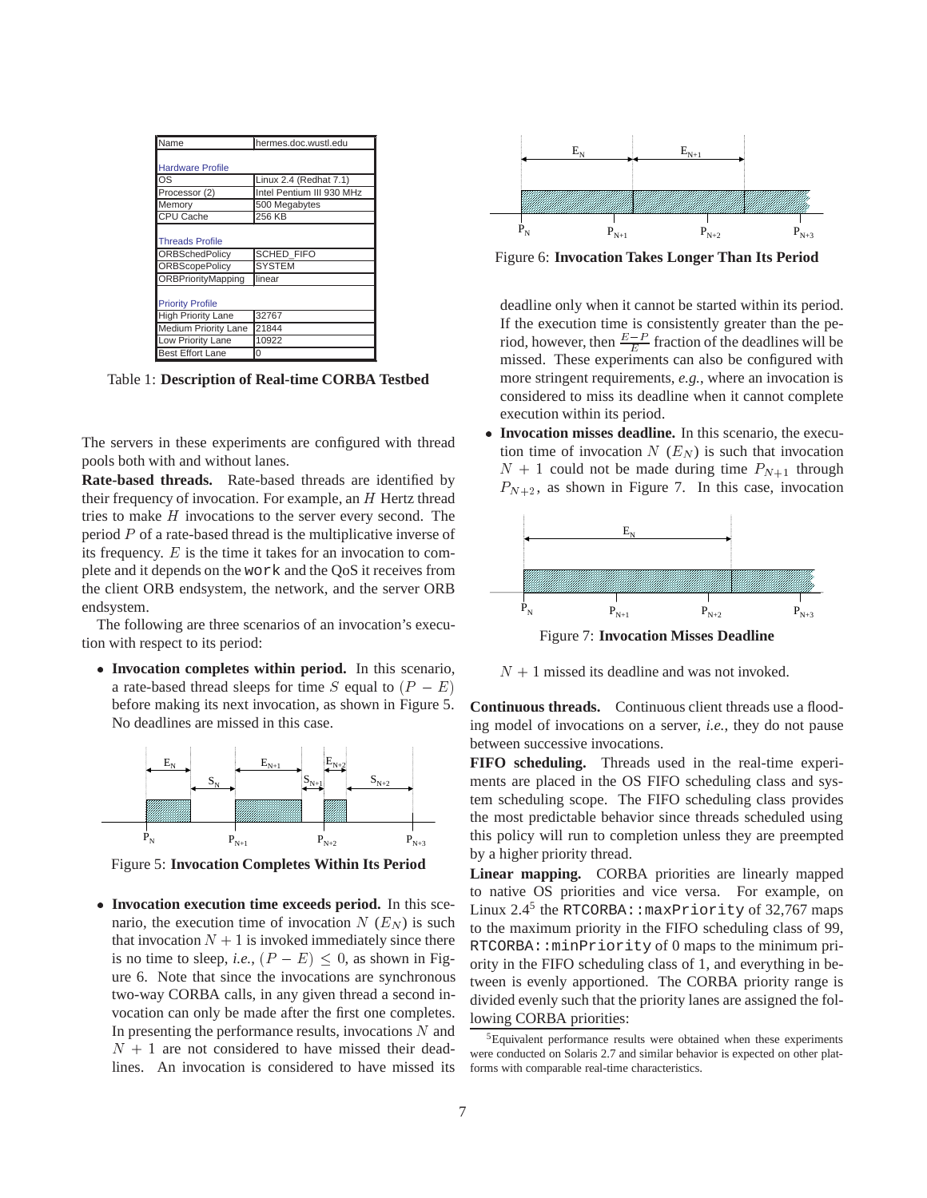| Name | hermes.doc.wustl.edu |
|---|---|
| **Hardware Profile** | |
| OS | Linux 2.4 (Redhat 7.1) |
| Processor (2) | Intel Pentium III 930 MHz |
| Memory | 500 Megabytes |
| CPU Cache | 256 KB |
| **Threads Profile** | |
| ORBSchedPolicy | SCHED_FIFO |
| ORBScopePolicy | SYSTEM |
| ORBPriorityMapping | linear |
| **Priority Profile** | |
| High Priority Lane | 32767 |
| Medium Priority Lane | 21844 |
| Low Priority Lane | 10922 |
| Best Effort Lane | 0 |

Table 1: **Description of Real-time CORBA Testbed**

The servers in these experiments are configured with thread pools both with and without lanes.

**Rate-based threads.** Rate-based threads are identified by their frequency of invocation. For example, an $H$ Hertz thread tries to make $H$ invocations to the server every second. The period $P$ of a rate-based thread is the multiplicative inverse of its frequency. $E$ is the time it takes for an invocation to complete and it depends on the `work` and the QoS it receives from the client ORB endsystem, the network, and the server ORB endsystem.

The following are three scenarios of an invocation's execution with respect to its period:

- **Invocation completes within period.** In this scenario, a rate-based thread sleeps for time $S$ equal to $(P - E)$ before making its next invocation, as shown in Figure 5. No deadlines are missed in this case.

Figure 5: **Invocation Completes Within Its Period**

- **Invocation execution time exceeds period.** In this scenario, the execution time of invocation $N$ ($E_N$) is such that invocation $N+1$ is invoked immediately since there is no time to sleep, *i.e.*, $(P - E) \leq 0$, as shown in Figure 6. Note that since the invocations are synchronous two-way CORBA calls, in any given thread a second invocation can only be made after the first one completes. In presenting the performance results, invocations $N$ and $N+1$ are not considered to have missed their deadlines. An invocation is considered to have missed its deadline only when it cannot be started within its period. If the execution time is consistently greater than the period, however, then $\frac{E-P}{E}$ fraction of the deadlines will be missed. These experiments can also be configured with more stringent requirements, *e.g.*, where an invocation is considered to miss its deadline when it cannot complete execution within its period.

Figure 6: **Invocation Takes Longer Than Its Period**

- **Invocation misses deadline.** In this scenario, the execution time of invocation $N$ ($E_N$) is such that invocation $N+1$ could not be made during time $P_{N+1}$ through $P_{N+2}$, as shown in Figure 7. In this case, invocation $N+1$ missed its deadline and was not invoked.

Figure 7: **Invocation Misses Deadline**

**Continuous threads.** Continuous client threads use a flooding model of invocations on a server, *i.e.*, they do not pause between successive invocations.

**FIFO scheduling.** Threads used in the real-time experiments are placed in the OS FIFO scheduling class and system scheduling scope. The FIFO scheduling class provides the most predictable behavior since threads scheduled using this policy will run to completion unless they are preempted by a higher priority thread.

**Linear mapping.** CORBA priorities are linearly mapped to native OS priorities and vice versa. For example, on Linux 2.4[5] the `RTCORBA::maxPriority` of 32,767 maps to the maximum priority in the FIFO scheduling class of 99, `RTCORBA::minPriority` of 0 maps to the minimum priority in the FIFO scheduling class of 1, and everything in between is evenly apportioned. The CORBA priority range is divided evenly such that the priority lanes are assigned the following CORBA priorities:

[5] Equivalent performance results were obtained when these experiments were conducted on Solaris 2.7 and similar behavior is expected on other platforms with comparable real-time characteristics.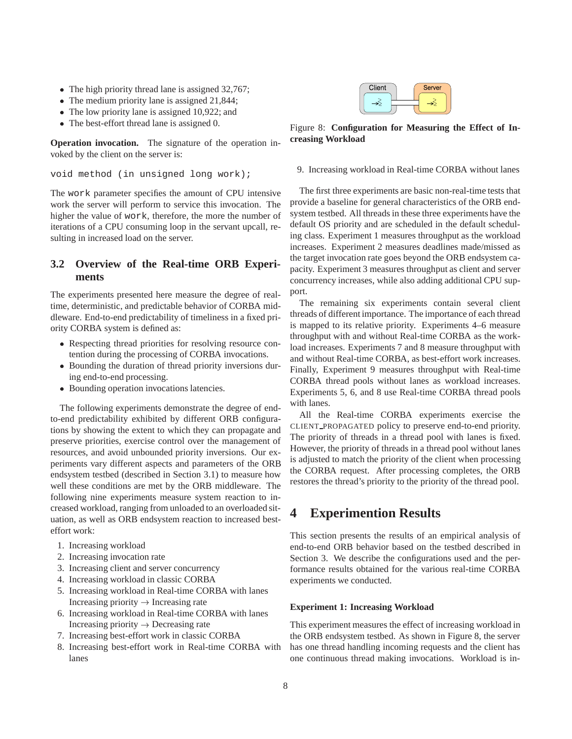- The high priority thread lane is assigned 32,767;
- The medium priority lane is assigned 21,844;
- The low priority lane is assigned 10,922; and
- The best-effort thread lane is assigned 0.

**Operation invocation.** The signature of the operation invoked by the client on the server is:

```
void method (in unsigned long work);
```

The `work` parameter specifies the amount of CPU intensive work the server will perform to service this invocation. The higher the value of `work`, therefore, the more the number of iterations of a CPU consuming loop in the servant upcall, resulting in increased load on the server.

### 3.2 Overview of the Real-time ORB Experiments

The experiments presented here measure the degree of real-time, deterministic, and predictable behavior of CORBA middleware. End-to-end predictability of timeliness in a fixed priority CORBA system is defined as:

- Respecting thread priorities for resolving resource contention during the processing of CORBA invocations.
- Bounding the duration of thread priority inversions during end-to-end processing.
- Bounding operation invocations latencies.

The following experiments demonstrate the degree of end-to-end predictability exhibited by different ORB configurations by showing the extent to which they can propagate and preserve priorities, exercise control over the management of resources, and avoid unbounded priority inversions. Our experiments vary different aspects and parameters of the ORB endsystem testbed (described in Section 3.1) to measure how well these conditions are met by the ORB middleware. The following nine experiments measure system reaction to increased workload, ranging from unloaded to an overloaded situation, as well as ORB endsystem reaction to increased best-effort work:

1. Increasing workload
2. Increasing invocation rate
3. Increasing client and server concurrency
4. Increasing workload in classic CORBA
5. Increasing workload in Real-time CORBA with lanes
   Increasing priority → Increasing rate
6. Increasing workload in Real-time CORBA with lanes
   Increasing priority → Decreasing rate
7. Increasing best-effort work in classic CORBA
8. Increasing best-effort work in Real-time CORBA with lanes
9. Increasing workload in Real-time CORBA without lanes

Figure 8: **Configuration for Measuring the Effect of Increasing Workload**

The first three experiments are basic non-real-time tests that provide a baseline for general characteristics of the ORB endsystem testbed. All threads in these three experiments have the default OS priority and are scheduled in the default scheduling class. Experiment 1 measures throughput as the workload increases. Experiment 2 measures deadlines made/missed as the target invocation rate goes beyond the ORB endsystem capacity. Experiment 3 measures throughput as client and server concurrency increases, while also adding additional CPU support.

The remaining six experiments contain several client threads of different importance. The importance of each thread is mapped to its relative priority. Experiments 4–6 measure throughput with and without Real-time CORBA as the workload increases. Experiments 7 and 8 measure throughput with and without Real-time CORBA, as best-effort work increases. Finally, Experiment 9 measures throughput with Real-time CORBA thread pools without lanes as workload increases. Experiments 5, 6, and 8 use Real-time CORBA thread pools with lanes.

All the Real-time CORBA experiments exercise the CLIENT_PROPAGATED policy to preserve end-to-end priority. The priority of threads in a thread pool with lanes is fixed. However, the priority of threads in a thread pool without lanes is adjusted to match the priority of the client when processing the CORBA request. After processing completes, the ORB restores the thread's priority to the priority of the thread pool.

## 4 Experimention Results

This section presents the results of an empirical analysis of end-to-end ORB behavior based on the testbed described in Section 3. We describe the configurations used and the performance results obtained for the various real-time CORBA experiments we conducted.

#### Experiment 1: Increasing Workload

This experiment measures the effect of increasing workload in the ORB endsystem testbed. As shown in Figure 8, the server has one thread handling incoming requests and the client has one continuous thread making invocations. Workload is in-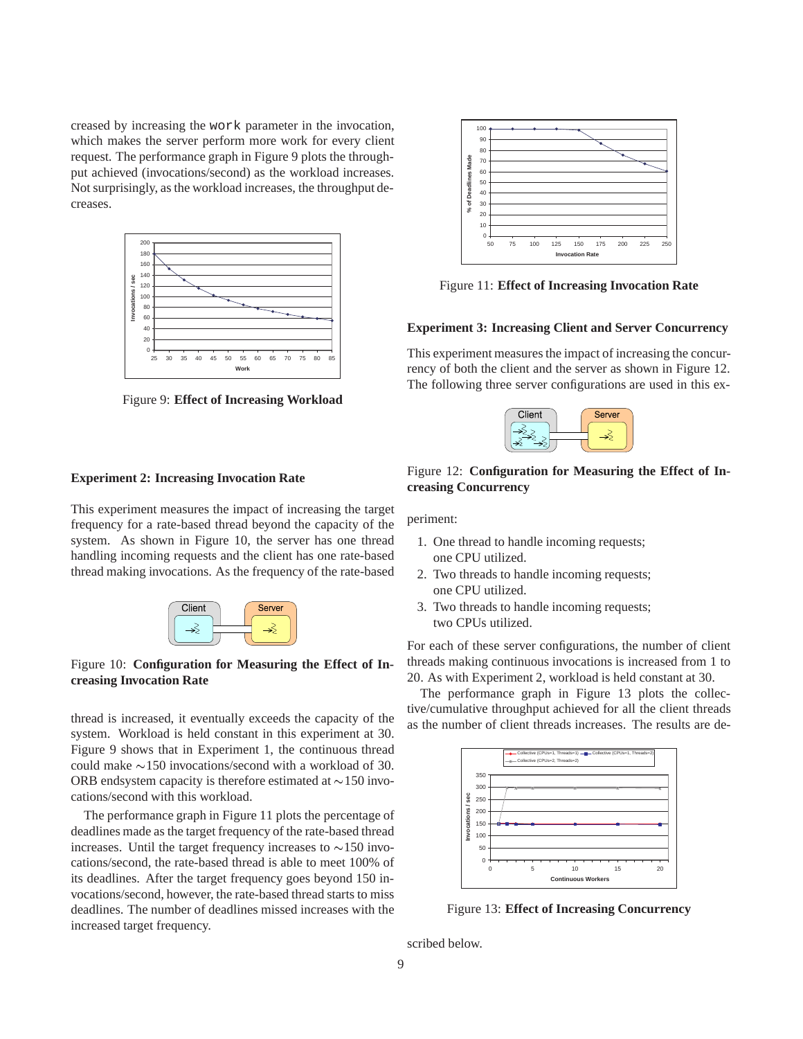creased by increasing the work parameter in the invocation, which makes the server perform more work for every client request. The performance graph in Figure 9 plots the throughput achieved (invocations/second) as the workload increases. Not surprisingly, as the workload increases, the throughput decreases.

Figure 9: **Effect of Increasing Workload**

**Experiment 2: Increasing Invocation Rate**

This experiment measures the impact of increasing the target frequency for a rate-based thread beyond the capacity of the system. As shown in Figure 10, the server has one thread handling incoming requests and the client has one rate-based thread making invocations. As the frequency of the rate-based thread is increased, it eventually exceeds the capacity of the system. Workload is held constant in this experiment at 30. Figure 9 shows that in Experiment 1, the continuous thread could make ∼150 invocations/second with a workload of 30. ORB endsystem capacity is therefore estimated at ∼150 invocations/second with this workload.

Figure 10: **Configuration for Measuring the Effect of Increasing Invocation Rate**

The performance graph in Figure 11 plots the percentage of deadlines made as the target frequency of the rate-based thread increases. Until the target frequency increases to ∼150 invocations/second, the rate-based thread is able to meet 100% of its deadlines. After the target frequency goes beyond 150 invocations/second, however, the rate-based thread starts to miss deadlines. The number of deadlines missed increases with the increased target frequency.

Figure 11: **Effect of Increasing Invocation Rate**

**Experiment 3: Increasing Client and Server Concurrency**

This experiment measures the impact of increasing the concurrency of both the client and the server as shown in Figure 12. The following three server configurations are used in this experiment:

Figure 12: **Configuration for Measuring the Effect of Increasing Concurrency**

1. One thread to handle incoming requests; one CPU utilized.
2. Two threads to handle incoming requests; one CPU utilized.
3. Two threads to handle incoming requests; two CPUs utilized.

For each of these server configurations, the number of client threads making continuous invocations is increased from 1 to 20. As with Experiment 2, workload is held constant at 30.

The performance graph in Figure 13 plots the collective/cumulative throughput achieved for all the client threads as the number of client threads increases. The results are described below.

Figure 13: **Effect of Increasing Concurrency**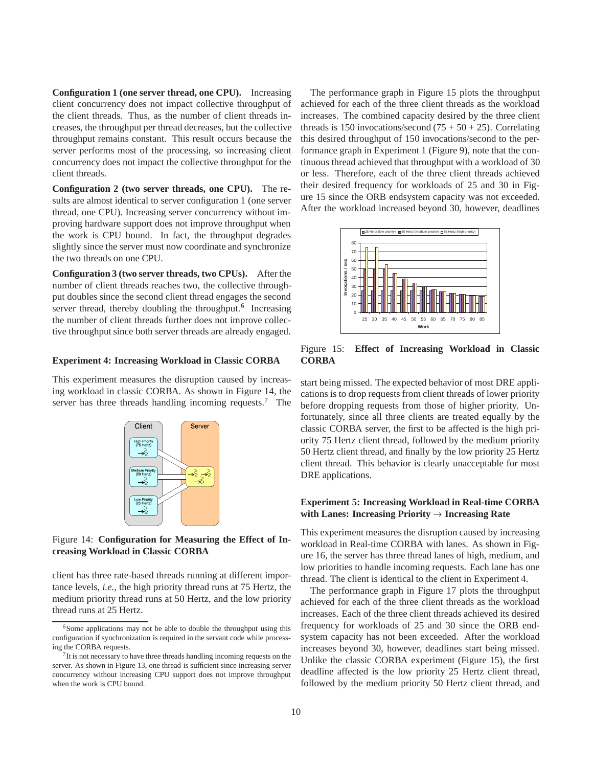**Configuration 1 (one server thread, one CPU).** Increasing client concurrency does not impact collective throughput of the client threads. Thus, as the number of client threads increases, the throughput per thread decreases, but the collective throughput remains constant. This result occurs because the server performs most of the processing, so increasing client concurrency does not impact the collective throughput for the client threads.

**Configuration 2 (two server threads, one CPU).** The results are almost identical to server configuration 1 (one server thread, one CPU). Increasing server concurrency without improving hardware support does not improve throughput when the work is CPU bound. In fact, the throughput degrades slightly since the server must now coordinate and synchronize the two threads on one CPU.

**Configuration 3 (two server threads, two CPUs).** After the number of client threads reaches two, the collective throughput doubles since the second client thread engages the second server thread, thereby doubling the throughput.[6] Increasing the number of client threads further does not improve collective throughput since both server threads are already engaged.

### Experiment 4: Increasing Workload in Classic CORBA

This experiment measures the disruption caused by increasing workload in classic CORBA. As shown in Figure 14, the server has three threads handling incoming requests.[7] The client has three rate-based threads running at different importance levels, *i.e.*, the high priority thread runs at 75 Hertz, the medium priority thread runs at 50 Hertz, and the low priority thread runs at 25 Hertz.

Figure 14: **Configuration for Measuring the Effect of Increasing Workload in Classic CORBA**

The performance graph in Figure 15 plots the throughput achieved for each of the three client threads as the workload increases. The combined capacity desired by the three client threads is 150 invocations/second (75 + 50 + 25). Correlating this desired throughput of 150 invocations/second to the performance graph in Experiment 1 (Figure 9), note that the continuous thread achieved that throughput with a workload of 30 or less. Therefore, each of the three client threads achieved their desired frequency for workloads of 25 and 30 in Figure 15 since the ORB endsystem capacity was not exceeded. After the workload increased beyond 30, however, deadlines start being missed. The expected behavior of most DRE applications is to drop requests from client threads of lower priority before dropping requests from those of higher priority. Unfortunately, since all three clients are treated equally by the classic CORBA server, the first to be affected is the high priority 75 Hertz client thread, followed by the medium priority 50 Hertz client thread, and finally by the low priority 25 Hertz client thread. This behavior is clearly unacceptable for most DRE applications.

Figure 15: **Effect of Increasing Workload in Classic CORBA**

### Experiment 5: Increasing Workload in Real-time CORBA with Lanes: Increasing Priority → Increasing Rate

This experiment measures the disruption caused by increasing workload in Real-time CORBA with lanes. As shown in Figure 16, the server has three thread lanes of high, medium, and low priorities to handle incoming requests. Each lane has one thread. The client is identical to the client in Experiment 4.

The performance graph in Figure 17 plots the throughput achieved for each of the three client threads as the workload increases. Each of the three client threads achieved its desired frequency for workloads of 25 and 30 since the ORB endsystem capacity has not been exceeded. After the workload increases beyond 30, however, deadlines start being missed. Unlike the classic CORBA experiment (Figure 15), the first deadline affected is the low priority 25 Hertz client thread, followed by the medium priority 50 Hertz client thread, and

[6] Some applications may not be able to double the throughput using this configuration if synchronization is required in the servant code while processing the CORBA requests.

[7] It is not necessary to have three threads handling incoming requests on the server. As shown in Figure 13, one thread is sufficient since increasing server concurrency without increasing CPU support does not improve throughput when the work is CPU bound.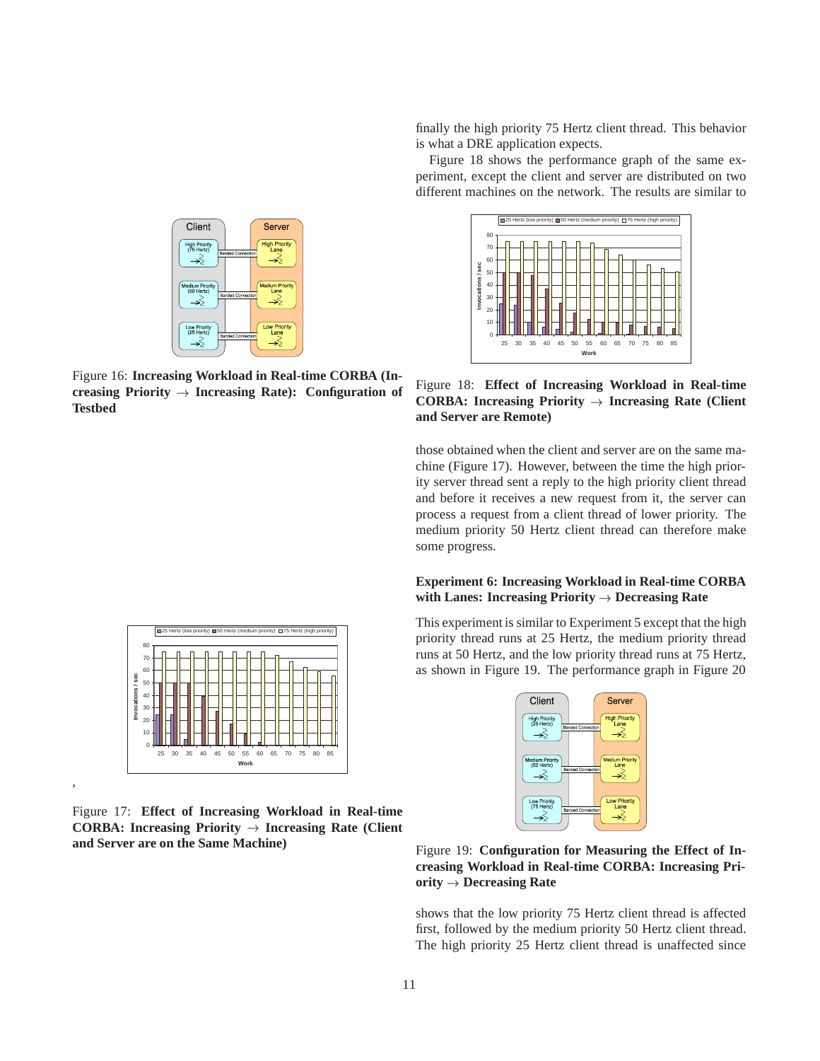finally the high priority 75 Hertz client thread. This behavior is what a DRE application expects.

Figure 18 shows the performance graph of the same experiment, except the client and server are distributed on two different machines on the network. The results are similar to those obtained when the client and server are on the same machine (Figure 17). However, between the time the high priority server thread sent a reply to the high priority client thread and before it receives a new request from it, the server can process a request from a client thread of lower priority. The medium priority 50 Hertz client thread can therefore make some progress.

Figure 16: **Increasing Workload in Real-time CORBA (Increasing Priority → Increasing Rate): Configuration of Testbed**

Figure 17: **Effect of Increasing Workload in Real-time CORBA: Increasing Priority → Increasing Rate (Client and Server are on the Same Machine)**

Figure 18: **Effect of Increasing Workload in Real-time CORBA: Increasing Priority → Increasing Rate (Client and Server are Remote)**

**Experiment 6: Increasing Workload in Real-time CORBA with Lanes: Increasing Priority → Decreasing Rate**

This experiment is similar to Experiment 5 except that the high priority thread runs at 25 Hertz, the medium priority thread runs at 50 Hertz, and the low priority thread runs at 75 Hertz, as shown in Figure 19. The performance graph in Figure 20 shows that the low priority 75 Hertz client thread is affected first, followed by the medium priority 50 Hertz client thread. The high priority 25 Hertz client thread is unaffected since

Figure 19: **Configuration for Measuring the Effect of Increasing Workload in Real-time CORBA: Increasing Priority → Decreasing Rate**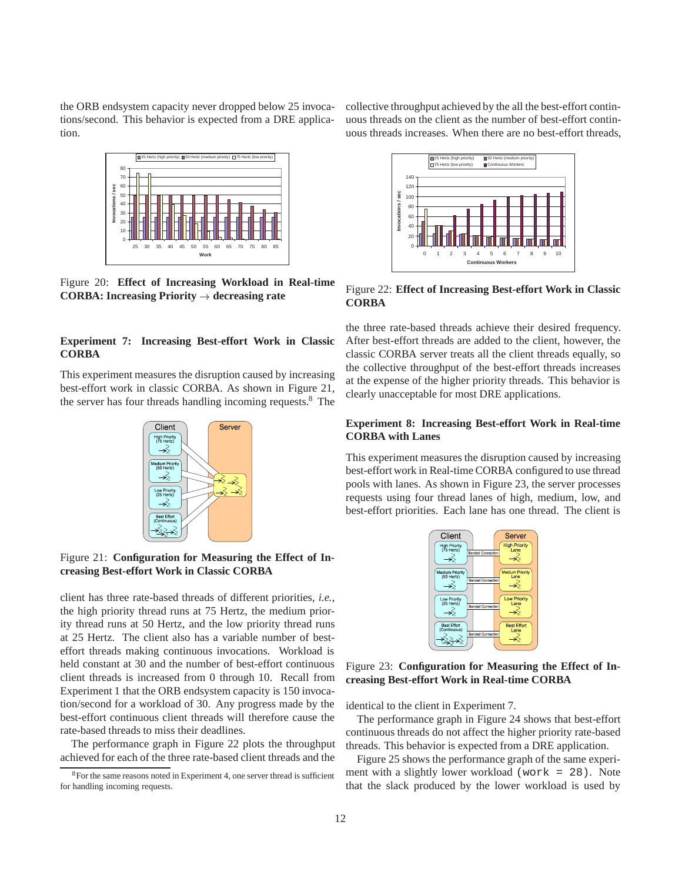the ORB endsystem capacity never dropped below 25 invocations/second. This behavior is expected from a DRE application.

Figure 20: **Effect of Increasing Workload in Real-time CORBA: Increasing Priority → decreasing rate**

### Experiment 7: Increasing Best-effort Work in Classic CORBA

This experiment measures the disruption caused by increasing best-effort work in classic CORBA. As shown in Figure 21, the server has four threads handling incoming requests.[8] The client has three rate-based threads of different priorities, *i.e.*, the high priority thread runs at 75 Hertz, the medium priority thread runs at 50 Hertz, and the low priority thread runs at 25 Hertz. The client also has a variable number of best-effort threads making continuous invocations. Workload is held constant at 30 and the number of best-effort continuous client threads is increased from 0 through 10. Recall from Experiment 1 that the ORB endsystem capacity is 150 invocation/second for a workload of 30. Any progress made by the best-effort continuous client threads will therefore cause the rate-based threads to miss their deadlines.

Figure 21: **Configuration for Measuring the Effect of Increasing Best-effort Work in Classic CORBA**

The performance graph in Figure 22 plots the throughput achieved for each of the three rate-based client threads and the collective throughput achieved by the all the best-effort continuous threads on the client as the number of best-effort continuous threads increases. When there are no best-effort threads, the three rate-based threads achieve their desired frequency. After best-effort threads are added to the client, however, the classic CORBA server treats all the client threads equally, so the collective throughput of the best-effort threads increases at the expense of the higher priority threads. This behavior is clearly unacceptable for most DRE applications.

Figure 22: **Effect of Increasing Best-effort Work in Classic CORBA**

### Experiment 8: Increasing Best-effort Work in Real-time CORBA with Lanes

This experiment measures the disruption caused by increasing best-effort work in Real-time CORBA configured to use thread pools with lanes. As shown in Figure 23, the server processes requests using four thread lanes of high, medium, low, and best-effort priorities. Each lane has one thread. The client is identical to the client in Experiment 7.

Figure 23: **Configuration for Measuring the Effect of Increasing Best-effort Work in Real-time CORBA**

The performance graph in Figure 24 shows that best-effort continuous threads do not affect the higher priority rate-based threads. This behavior is expected from a DRE application.

Figure 25 shows the performance graph of the same experiment with a slightly lower workload (`work = 28`). Note that the slack produced by the lower workload is used by

[8] For the same reasons noted in Experiment 4, one server thread is sufficient for handling incoming requests.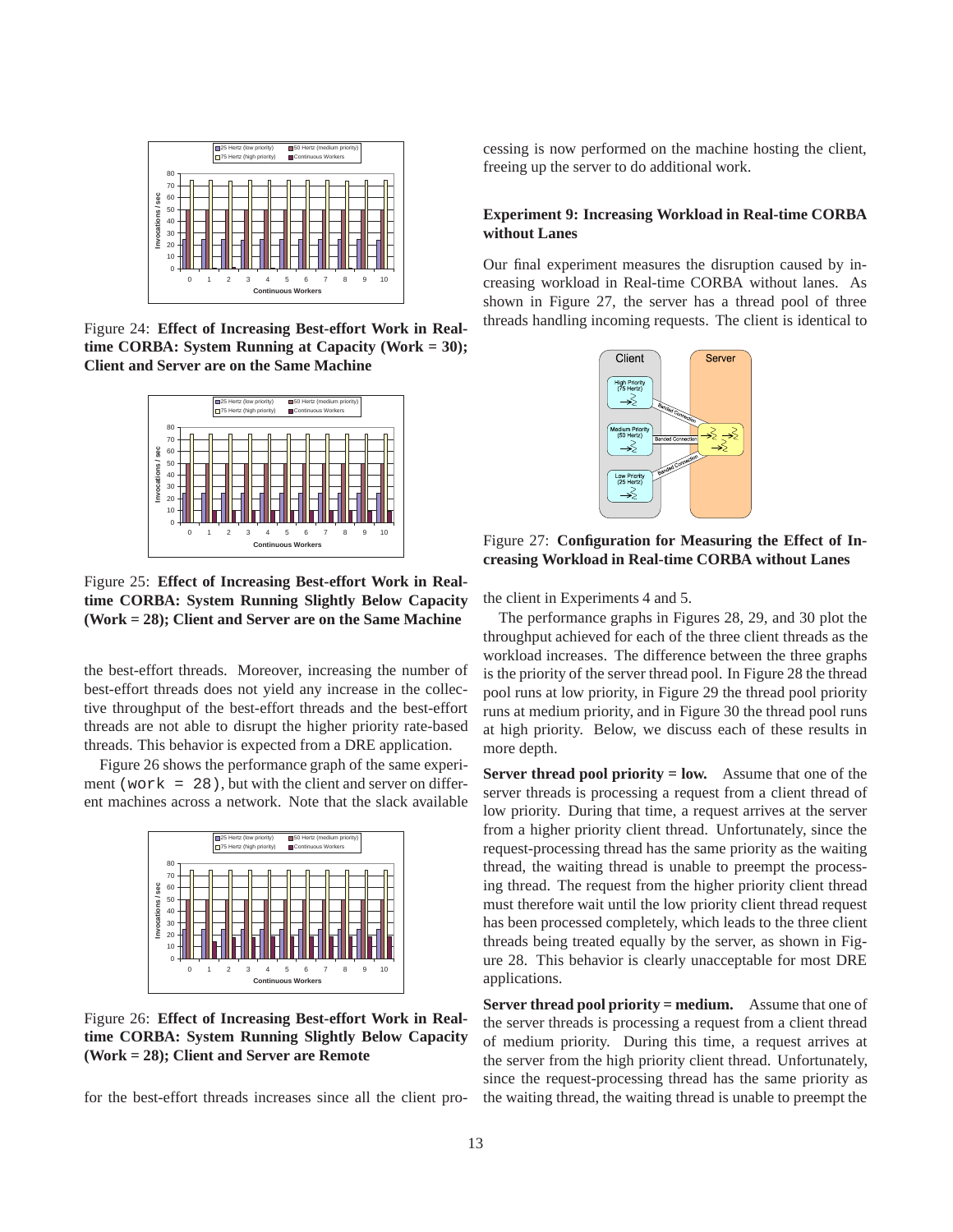Figure 24: **Effect of Increasing Best-effort Work in Real-time CORBA: System Running at Capacity (Work = 30); Client and Server are on the Same Machine**

Figure 25: **Effect of Increasing Best-effort Work in Real-time CORBA: System Running Slightly Below Capacity (Work = 28); Client and Server are on the Same Machine**

the best-effort threads. Moreover, increasing the number of best-effort threads does not yield any increase in the collective throughput of the best-effort threads and the best-effort threads are not able to disrupt the higher priority rate-based threads. This behavior is expected from a DRE application.

Figure 26 shows the performance graph of the same experiment (`work = 28`), but with the client and server on different machines across a network. Note that the slack available for the best-effort threads increases since all the client processing is now performed on the machine hosting the client, freeing up the server to do additional work.

Figure 26: **Effect of Increasing Best-effort Work in Real-time CORBA: System Running Slightly Below Capacity (Work = 28); Client and Server are Remote**

**Experiment 9: Increasing Workload in Real-time CORBA without Lanes**

Our final experiment measures the disruption caused by increasing workload in Real-time CORBA without lanes. As shown in Figure 27, the server has a thread pool of three threads handling incoming requests. The client is identical to the client in Experiments 4 and 5.

Figure 27: **Configuration for Measuring the Effect of Increasing Workload in Real-time CORBA without Lanes**

The performance graphs in Figures 28, 29, and 30 plot the throughput achieved for each of the three client threads as the workload increases. The difference between the three graphs is the priority of the server thread pool. In Figure 28 the thread pool runs at low priority, in Figure 29 the thread pool priority runs at medium priority, and in Figure 30 the thread pool runs at high priority. Below, we discuss each of these results in more depth.

**Server thread pool priority = low.** Assume that one of the server threads is processing a request from a client thread of low priority. During that time, a request arrives at the server from a higher priority client thread. Unfortunately, since the request-processing thread has the same priority as the waiting thread, the waiting thread is unable to preempt the processing thread. The request from the higher priority client thread must therefore wait until the low priority client thread request has been processed completely, which leads to the three client threads being treated equally by the server, as shown in Figure 28. This behavior is clearly unacceptable for most DRE applications.

**Server thread pool priority = medium.** Assume that one of the server threads is processing a request from a client thread of medium priority. During this time, a request arrives at the server from the high priority client thread. Unfortunately, since the request-processing thread has the same priority as the waiting thread, the waiting thread is unable to preempt the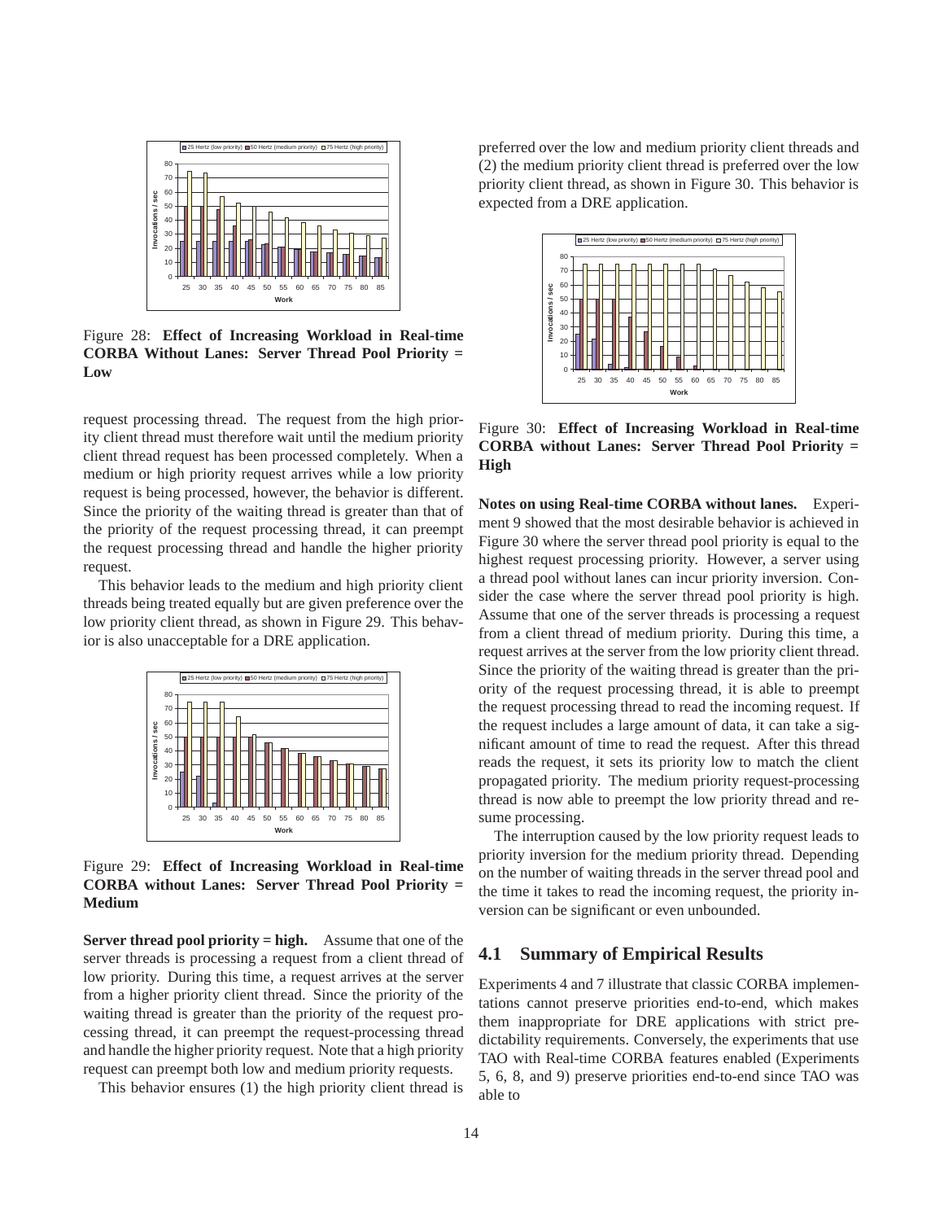Figure 28: **Effect of Increasing Workload in Real-time CORBA Without Lanes: Server Thread Pool Priority = Low**

request processing thread. The request from the high priority client thread must therefore wait until the medium priority client thread request has been processed completely. When a medium or high priority request arrives while a low priority request is being processed, however, the behavior is different. Since the priority of the waiting thread is greater than that of the priority of the request processing thread, it can preempt the request processing thread and handle the higher priority request.

This behavior leads to the medium and high priority client threads being treated equally but are given preference over the low priority client thread, as shown in Figure 29. This behavior is also unacceptable for a DRE application.

Figure 29: **Effect of Increasing Workload in Real-time CORBA without Lanes: Server Thread Pool Priority = Medium**

**Server thread pool priority = high.** Assume that one of the server threads is processing a request from a client thread of low priority. During this time, a request arrives at the server from a higher priority client thread. Since the priority of the waiting thread is greater than the priority of the request processing thread, it can preempt the request-processing thread and handle the higher priority request. Note that a high priority request can preempt both low and medium priority requests.

This behavior ensures (1) the high priority client thread is preferred over the low and medium priority client threads and (2) the medium priority client thread is preferred over the low priority client thread, as shown in Figure 30. This behavior is expected from a DRE application.

Figure 30: **Effect of Increasing Workload in Real-time CORBA without Lanes: Server Thread Pool Priority = High**

**Notes on using Real-time CORBA without lanes.** Experiment 9 showed that the most desirable behavior is achieved in Figure 30 where the server thread pool priority is equal to the highest request processing priority. However, a server using a thread pool without lanes can incur priority inversion. Consider the case where the server thread pool priority is high. Assume that one of the server threads is processing a request from a client thread of medium priority. During this time, a request arrives at the server from the low priority client thread. Since the priority of the waiting thread is greater than the priority of the request processing thread, it is able to preempt the request processing thread to read the incoming request. If the request includes a large amount of data, it can take a significant amount of time to read the request. After this thread reads the request, it sets its priority low to match the client propagated priority. The medium priority request-processing thread is now able to preempt the low priority thread and resume processing.

The interruption caused by the low priority request leads to priority inversion for the medium priority thread. Depending on the number of waiting threads in the server thread pool and the time it takes to read the incoming request, the priority inversion can be significant or even unbounded.

## 4.1 Summary of Empirical Results

Experiments 4 and 7 illustrate that classic CORBA implementations cannot preserve priorities end-to-end, which makes them inappropriate for DRE applications with strict predictability requirements. Conversely, the experiments that use TAO with Real-time CORBA features enabled (Experiments 5, 6, 8, and 9) preserve priorities end-to-end since TAO was able to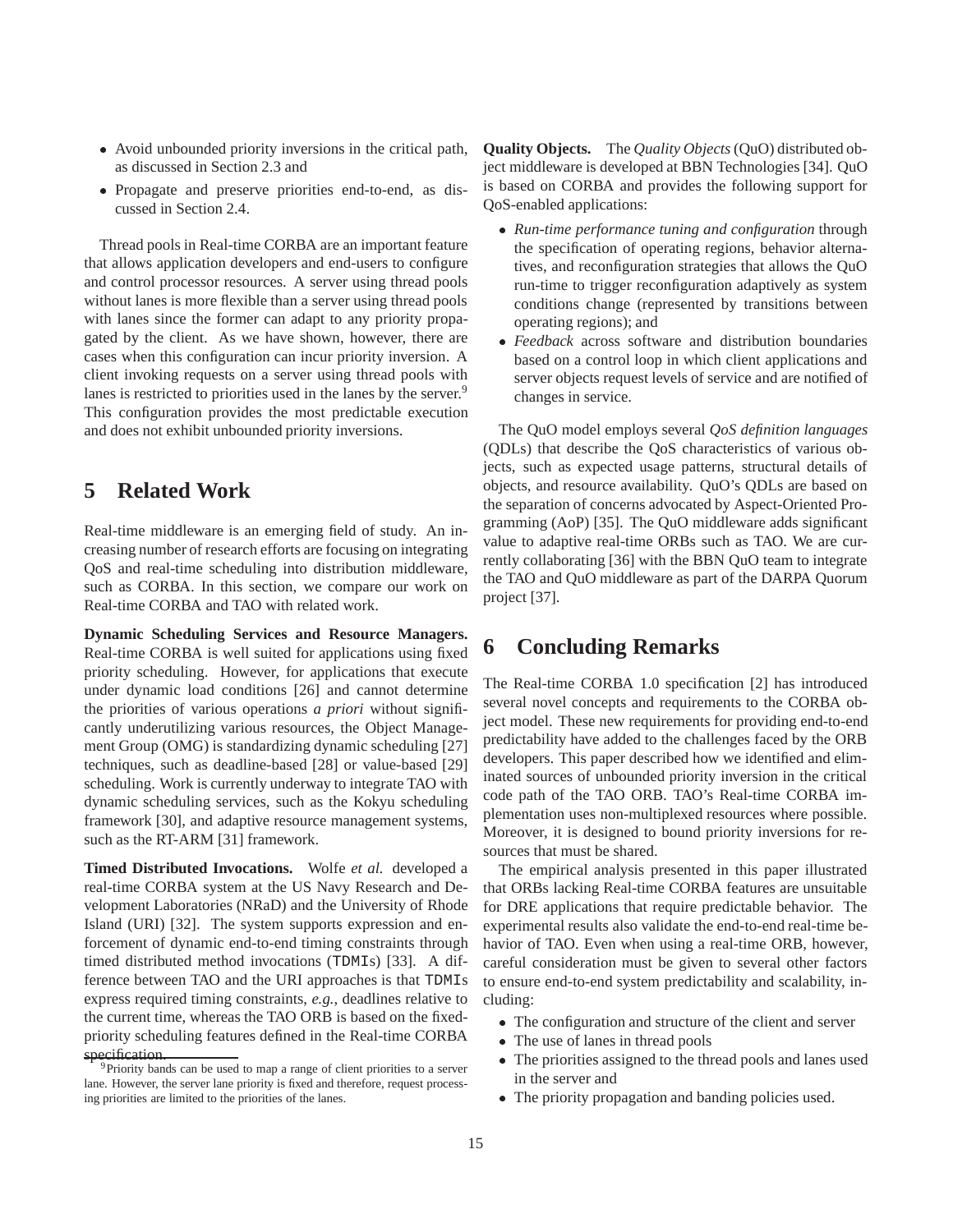- Avoid unbounded priority inversions in the critical path, as discussed in Section 2.3 and
- Propagate and preserve priorities end-to-end, as discussed in Section 2.4.

Thread pools in Real-time CORBA are an important feature that allows application developers and end-users to configure and control processor resources. A server using thread pools without lanes is more flexible than a server using thread pools with lanes since the former can adapt to any priority propagated by the client. As we have shown, however, there are cases when this configuration can incur priority inversion. A client invoking requests on a server using thread pools with lanes is restricted to priorities used in the lanes by the server.[9] This configuration provides the most predictable execution and does not exhibit unbounded priority inversions.

# 5 Related Work

Real-time middleware is an emerging field of study. An increasing number of research efforts are focusing on integrating QoS and real-time scheduling into distribution middleware, such as CORBA. In this section, we compare our work on Real-time CORBA and TAO with related work.

**Dynamic Scheduling Services and Resource Managers.** Real-time CORBA is well suited for applications using fixed priority scheduling. However, for applications that execute under dynamic load conditions [26] and cannot determine the priorities of various operations *a priori* without significantly underutilizing various resources, the Object Management Group (OMG) is standardizing dynamic scheduling [27] techniques, such as deadline-based [28] or value-based [29] scheduling. Work is currently underway to integrate TAO with dynamic scheduling services, such as the Kokyu scheduling framework [30], and adaptive resource management systems, such as the RT-ARM [31] framework.

**Timed Distributed Invocations.** Wolfe *et al.* developed a real-time CORBA system at the US Navy Research and Development Laboratories (NRaD) and the University of Rhode Island (URI) [32]. The system supports expression and enforcement of dynamic end-to-end timing constraints through timed distributed method invocations (`TDMIs`) [33]. A difference between TAO and the URI approaches is that `TDMIs` express required timing constraints, *e.g.*, deadlines relative to the current time, whereas the TAO ORB is based on the fixed-priority scheduling features defined in the Real-time CORBA specification.

[9] Priority bands can be used to map a range of client priorities to a server lane. However, the server lane priority is fixed and therefore, request processing priorities are limited to the priorities of the lanes.

**Quality Objects.** The *Quality Objects* (QuO) distributed object middleware is developed at BBN Technologies [34]. QuO is based on CORBA and provides the following support for QoS-enabled applications:

- *Run-time performance tuning and configuration* through the specification of operating regions, behavior alternatives, and reconfiguration strategies that allows the QuO run-time to trigger reconfiguration adaptively as system conditions change (represented by transitions between operating regions); and
- *Feedback* across software and distribution boundaries based on a control loop in which client applications and server objects request levels of service and are notified of changes in service.

The QuO model employs several *QoS definition languages* (QDLs) that describe the QoS characteristics of various objects, such as expected usage patterns, structural details of objects, and resource availability. QuO's QDLs are based on the separation of concerns advocated by Aspect-Oriented Programming (AoP) [35]. The QuO middleware adds significant value to adaptive real-time ORBs such as TAO. We are currently collaborating [36] with the BBN QuO team to integrate the TAO and QuO middleware as part of the DARPA Quorum project [37].

# 6 Concluding Remarks

The Real-time CORBA 1.0 specification [2] has introduced several novel concepts and requirements to the CORBA object model. These new requirements for providing end-to-end predictability have added to the challenges faced by the ORB developers. This paper described how we identified and eliminated sources of unbounded priority inversion in the critical code path of the TAO ORB. TAO's Real-time CORBA implementation uses non-multiplexed resources where possible. Moreover, it is designed to bound priority inversions for resources that must be shared.

The empirical analysis presented in this paper illustrated that ORBs lacking Real-time CORBA features are unsuitable for DRE applications that require predictable behavior. The experimental results also validate the end-to-end real-time behavior of TAO. Even when using a real-time ORB, however, careful consideration must be given to several other factors to ensure end-to-end system predictability and scalability, including:

- The configuration and structure of the client and server
- The use of lanes in thread pools
- The priorities assigned to the thread pools and lanes used in the server and
- The priority propagation and banding policies used.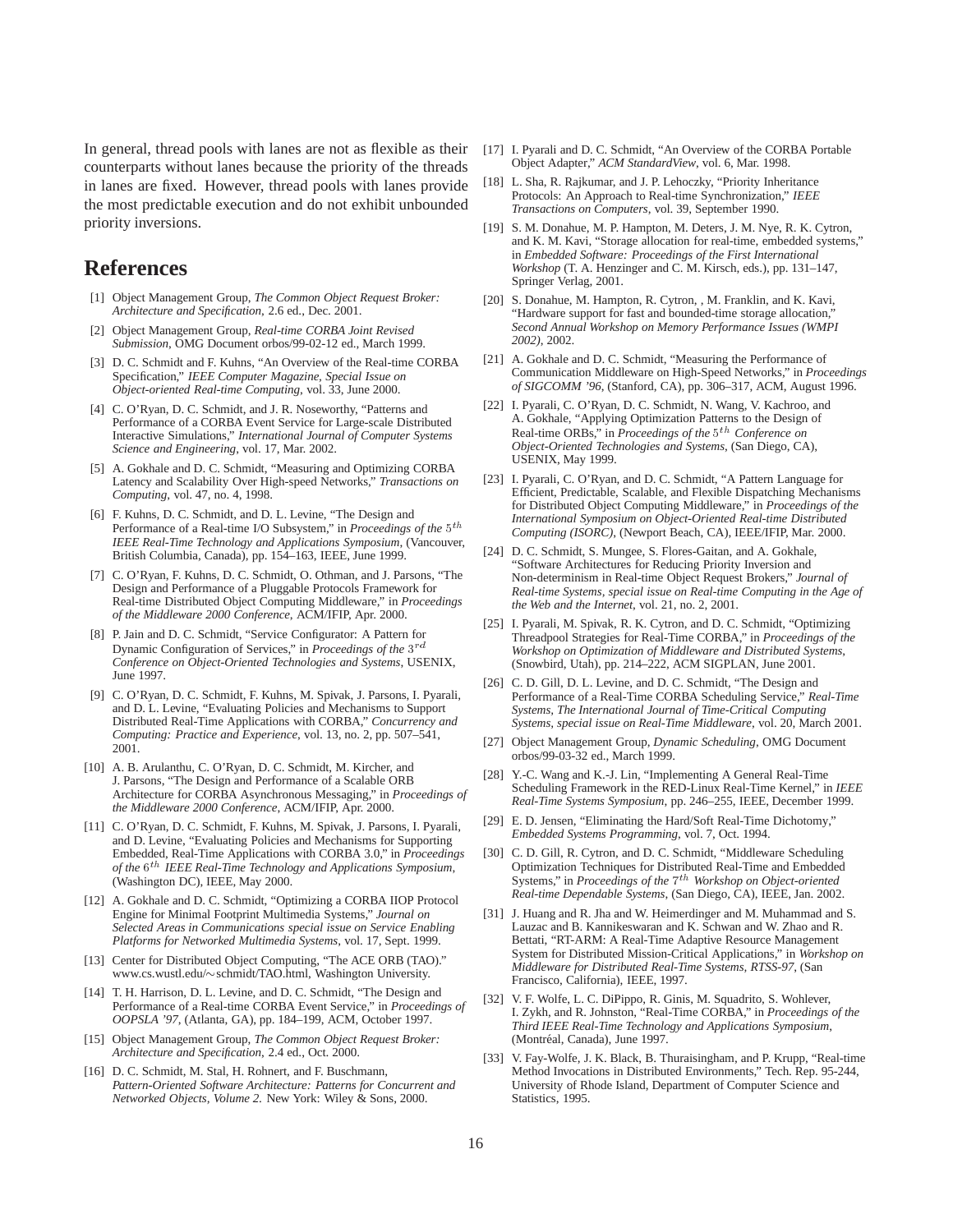In general, thread pools with lanes are not as flexible as their counterparts without lanes because the priority of the threads in lanes are fixed. However, thread pools with lanes provide the most predictable execution and do not exhibit unbounded priority inversions.

# References

[1] Object Management Group, *The Common Object Request Broker: Architecture and Specification*, 2.6 ed., Dec. 2001.

[2] Object Management Group, *Real-time CORBA Joint Revised Submission*, OMG Document orbos/99-02-12 ed., March 1999.

[3] D. C. Schmidt and F. Kuhns, "An Overview of the Real-time CORBA Specification," *IEEE Computer Magazine, Special Issue on Object-oriented Real-time Computing*, vol. 33, June 2000.

[4] C. O'Ryan, D. C. Schmidt, and J. R. Noseworthy, "Patterns and Performance of a CORBA Event Service for Large-scale Distributed Interactive Simulations," *International Journal of Computer Systems Science and Engineering*, vol. 17, Mar. 2002.

[5] A. Gokhale and D. C. Schmidt, "Measuring and Optimizing CORBA Latency and Scalability Over High-speed Networks," *Transactions on Computing*, vol. 47, no. 4, 1998.

[6] F. Kuhns, D. C. Schmidt, and D. L. Levine, "The Design and Performance of a Real-time I/O Subsystem," in *Proceedings of the $5^{th}$ IEEE Real-Time Technology and Applications Symposium*, (Vancouver, British Columbia, Canada), pp. 154–163, IEEE, June 1999.

[7] C. O'Ryan, F. Kuhns, D. C. Schmidt, O. Othman, and J. Parsons, "The Design and Performance of a Pluggable Protocols Framework for Real-time Distributed Object Computing Middleware," in *Proceedings of the Middleware 2000 Conference*, ACM/IFIP, Apr. 2000.

[8] P. Jain and D. C. Schmidt, "Service Configurator: A Pattern for Dynamic Configuration of Services," in *Proceedings of the $3^{rd}$ Conference on Object-Oriented Technologies and Systems*, USENIX, June 1997.

[9] C. O'Ryan, D. C. Schmidt, F. Kuhns, M. Spivak, J. Parsons, I. Pyarali, and D. L. Levine, "Evaluating Policies and Mechanisms to Support Distributed Real-Time Applications with CORBA," *Concurrency and Computing: Practice and Experience*, vol. 13, no. 2, pp. 507–541, 2001.

[10] A. B. Arulanthu, C. O'Ryan, D. C. Schmidt, M. Kircher, and J. Parsons, "The Design and Performance of a Scalable ORB Architecture for CORBA Asynchronous Messaging," in *Proceedings of the Middleware 2000 Conference*, ACM/IFIP, Apr. 2000.

[11] C. O'Ryan, D. C. Schmidt, F. Kuhns, M. Spivak, J. Parsons, I. Pyarali, and D. Levine, "Evaluating Policies and Mechanisms for Supporting Embedded, Real-Time Applications with CORBA 3.0," in *Proceedings of the $6^{th}$ IEEE Real-Time Technology and Applications Symposium*, (Washington DC), IEEE, May 2000.

[12] A. Gokhale and D. C. Schmidt, "Optimizing a CORBA IIOP Protocol Engine for Minimal Footprint Multimedia Systems," *Journal on Selected Areas in Communications special issue on Service Enabling Platforms for Networked Multimedia Systems*, vol. 17, Sept. 1999.

[13] Center for Distributed Object Computing, "The ACE ORB (TAO)." www.cs.wustl.edu/∼schmidt/TAO.html, Washington University.

[14] T. H. Harrison, D. L. Levine, and D. C. Schmidt, "The Design and Performance of a Real-time CORBA Event Service," in *Proceedings of OOPSLA '97*, (Atlanta, GA), pp. 184–199, ACM, October 1997.

[15] Object Management Group, *The Common Object Request Broker: Architecture and Specification*, 2.4 ed., Oct. 2000.

[16] D. C. Schmidt, M. Stal, H. Rohnert, and F. Buschmann, *Pattern-Oriented Software Architecture: Patterns for Concurrent and Networked Objects, Volume 2*. New York: Wiley & Sons, 2000.

[17] I. Pyarali and D. C. Schmidt, "An Overview of the CORBA Portable Object Adapter," *ACM StandardView*, vol. 6, Mar. 1998.

[18] L. Sha, R. Rajkumar, and J. P. Lehoczky, "Priority Inheritance Protocols: An Approach to Real-time Synchronization," *IEEE Transactions on Computers*, vol. 39, September 1990.

[19] S. M. Donahue, M. P. Hampton, M. Deters, J. M. Nye, R. K. Cytron, and K. M. Kavi, "Storage allocation for real-time, embedded systems," in *Embedded Software: Proceedings of the First International Workshop* (T. A. Henzinger and C. M. Kirsch, eds.), pp. 131–147, Springer Verlag, 2001.

[20] S. Donahue, M. Hampton, R. Cytron, , M. Franklin, and K. Kavi, "Hardware support for fast and bounded-time storage allocation," *Second Annual Workshop on Memory Performance Issues (WMPI 2002)*, 2002.

[21] A. Gokhale and D. C. Schmidt, "Measuring the Performance of Communication Middleware on High-Speed Networks," in *Proceedings of SIGCOMM '96*, (Stanford, CA), pp. 306–317, ACM, August 1996.

[22] I. Pyarali, C. O'Ryan, D. C. Schmidt, N. Wang, V. Kachroo, and A. Gokhale, "Applying Optimization Patterns to the Design of Real-time ORBs," in *Proceedings of the $5^{th}$ Conference on Object-Oriented Technologies and Systems*, (San Diego, CA), USENIX, May 1999.

[23] I. Pyarali, C. O'Ryan, and D. C. Schmidt, "A Pattern Language for Efficient, Predictable, Scalable, and Flexible Dispatching Mechanisms for Distributed Object Computing Middleware," in *Proceedings of the International Symposium on Object-Oriented Real-time Distributed Computing (ISORC)*, (Newport Beach, CA), IEEE/IFIP, Mar. 2000.

[24] D. C. Schmidt, S. Mungee, S. Flores-Gaitan, and A. Gokhale, "Software Architectures for Reducing Priority Inversion and Non-determinism in Real-time Object Request Brokers," *Journal of Real-time Systems, special issue on Real-time Computing in the Age of the Web and the Internet*, vol. 21, no. 2, 2001.

[25] I. Pyarali, M. Spivak, R. K. Cytron, and D. C. Schmidt, "Optimizing Threadpool Strategies for Real-Time CORBA," in *Proceedings of the Workshop on Optimization of Middleware and Distributed Systems*, (Snowbird, Utah), pp. 214–222, ACM SIGPLAN, June 2001.

[26] C. D. Gill, D. L. Levine, and D. C. Schmidt, "The Design and Performance of a Real-Time CORBA Scheduling Service," *Real-Time Systems, The International Journal of Time-Critical Computing Systems, special issue on Real-Time Middleware*, vol. 20, March 2001.

[27] Object Management Group, *Dynamic Scheduling*, OMG Document orbos/99-03-32 ed., March 1999.

[28] Y.-C. Wang and K.-J. Lin, "Implementing A General Real-Time Scheduling Framework in the RED-Linux Real-Time Kernel," in *IEEE Real-Time Systems Symposium*, pp. 246–255, IEEE, December 1999.

[29] E. D. Jensen, "Eliminating the Hard/Soft Real-Time Dichotomy," *Embedded Systems Programming*, vol. 7, Oct. 1994.

[30] C. D. Gill, R. Cytron, and D. C. Schmidt, "Middleware Scheduling Optimization Techniques for Distributed Real-Time and Embedded Systems," in *Proceedings of the $7^{th}$ Workshop on Object-oriented Real-time Dependable Systems*, (San Diego, CA), IEEE, Jan. 2002.

[31] J. Huang and R. Jha and W. Heimerdinger and M. Muhammad and S. Lauzac and B. Kannikeswaran and K. Schwan and W. Zhao and R. Bettati, "RT-ARM: A Real-Time Adaptive Resource Management System for Distributed Mission-Critical Applications," in *Workshop on Middleware for Distributed Real-Time Systems, RTSS-97*, (San Francisco, California), IEEE, 1997.

[32] V. F. Wolfe, L. C. DiPippo, R. Ginis, M. Squadrito, S. Wohlever, I. Zykh, and R. Johnston, "Real-Time CORBA," in *Proceedings of the Third IEEE Real-Time Technology and Applications Symposium*, (Montréal, Canada), June 1997.

[33] V. Fay-Wolfe, J. K. Black, B. Thuraisingham, and P. Krupp, "Real-time Method Invocations in Distributed Environments," Tech. Rep. 95-244, University of Rhode Island, Department of Computer Science and Statistics, 1995.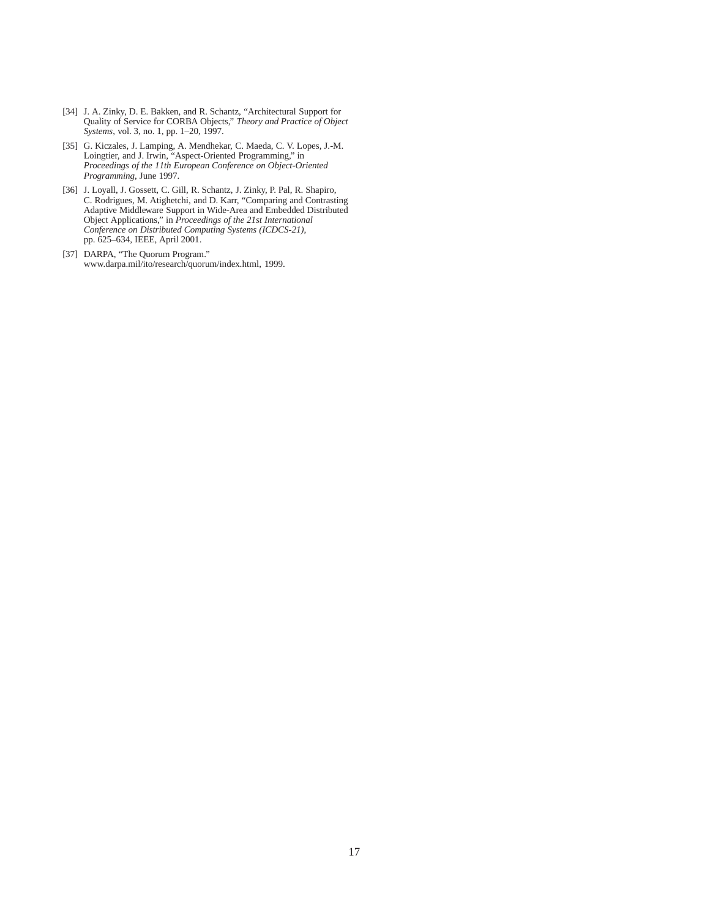[34] J. A. Zinky, D. E. Bakken, and R. Schantz, "Architectural Support for Quality of Service for CORBA Objects," *Theory and Practice of Object Systems*, vol. 3, no. 1, pp. 1–20, 1997.

[35] G. Kiczales, J. Lamping, A. Mendhekar, C. Maeda, C. V. Lopes, J.-M. Loingtier, and J. Irwin, "Aspect-Oriented Programming," in *Proceedings of the 11th European Conference on Object-Oriented Programming*, June 1997.

[36] J. Loyall, J. Gossett, C. Gill, R. Schantz, J. Zinky, P. Pal, R. Shapiro, C. Rodrigues, M. Atighetchi, and D. Karr, "Comparing and Contrasting Adaptive Middleware Support in Wide-Area and Embedded Distributed Object Applications," in *Proceedings of the 21st International Conference on Distributed Computing Systems (ICDCS-21)*, pp. 625–634, IEEE, April 2001.

[37] DARPA, "The Quorum Program." www.darpa.mil/ito/research/quorum/index.html, 1999.